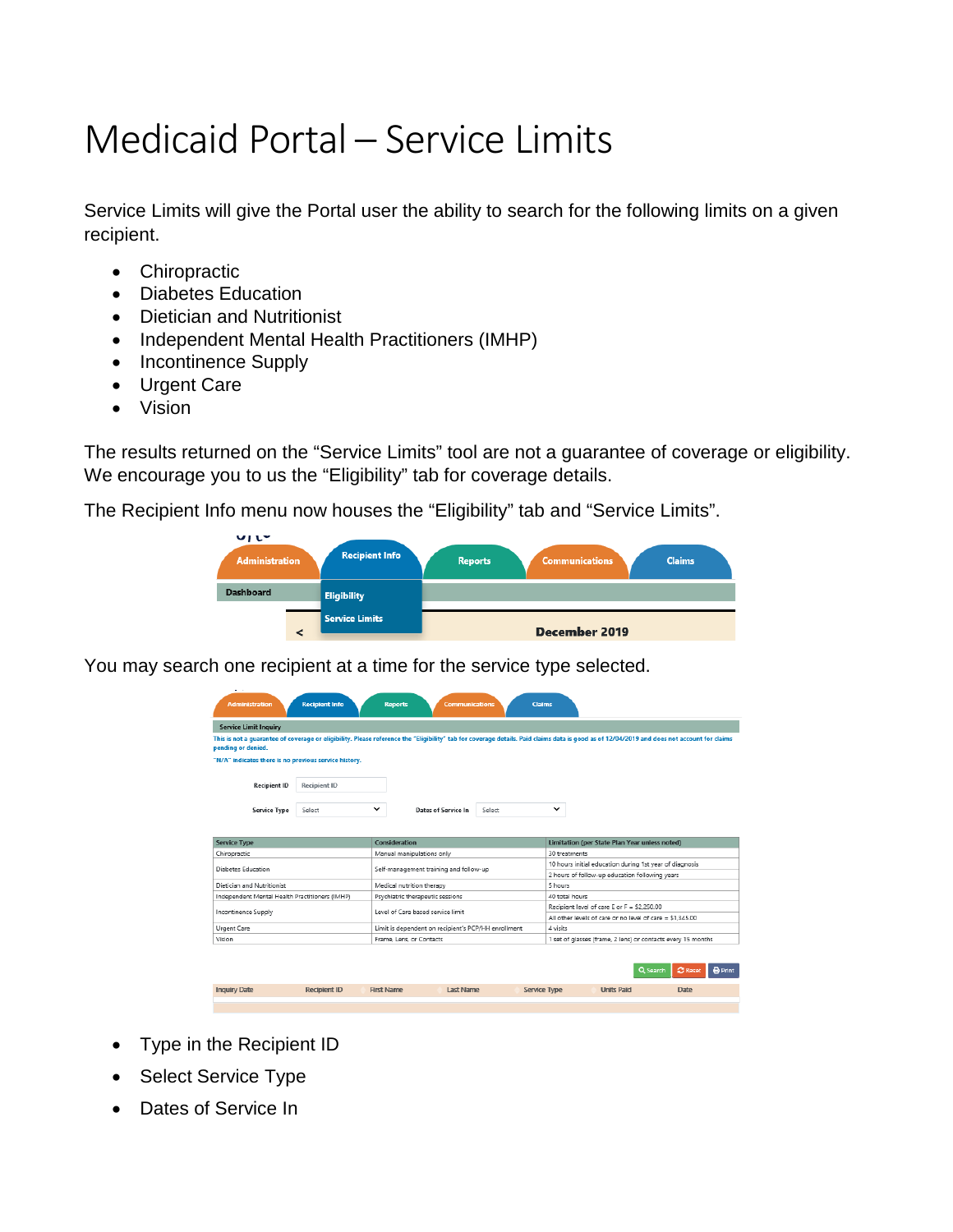# Medicaid Portal – Service Limits

Service Limits will give the Portal user the ability to search for the following limits on a given recipient.

- Chiropractic
- Diabetes Education
- Dietician and Nutritionist
- Independent Mental Health Practitioners (IMHP)
- Incontinence Supply
- Urgent Care
- Vision

The results returned on the “Service Limits” tool are not a guarantee of coverage or eligibility. We encourage you to us the “Eligibility” tab for coverage details.

The Recipient Info menu now houses the “Eligibility” tab and “Service Limits”.

You may search one recipient at a time for the service type selected.

- Type in the Recipient ID
- Select Service Type
- Dates of Service In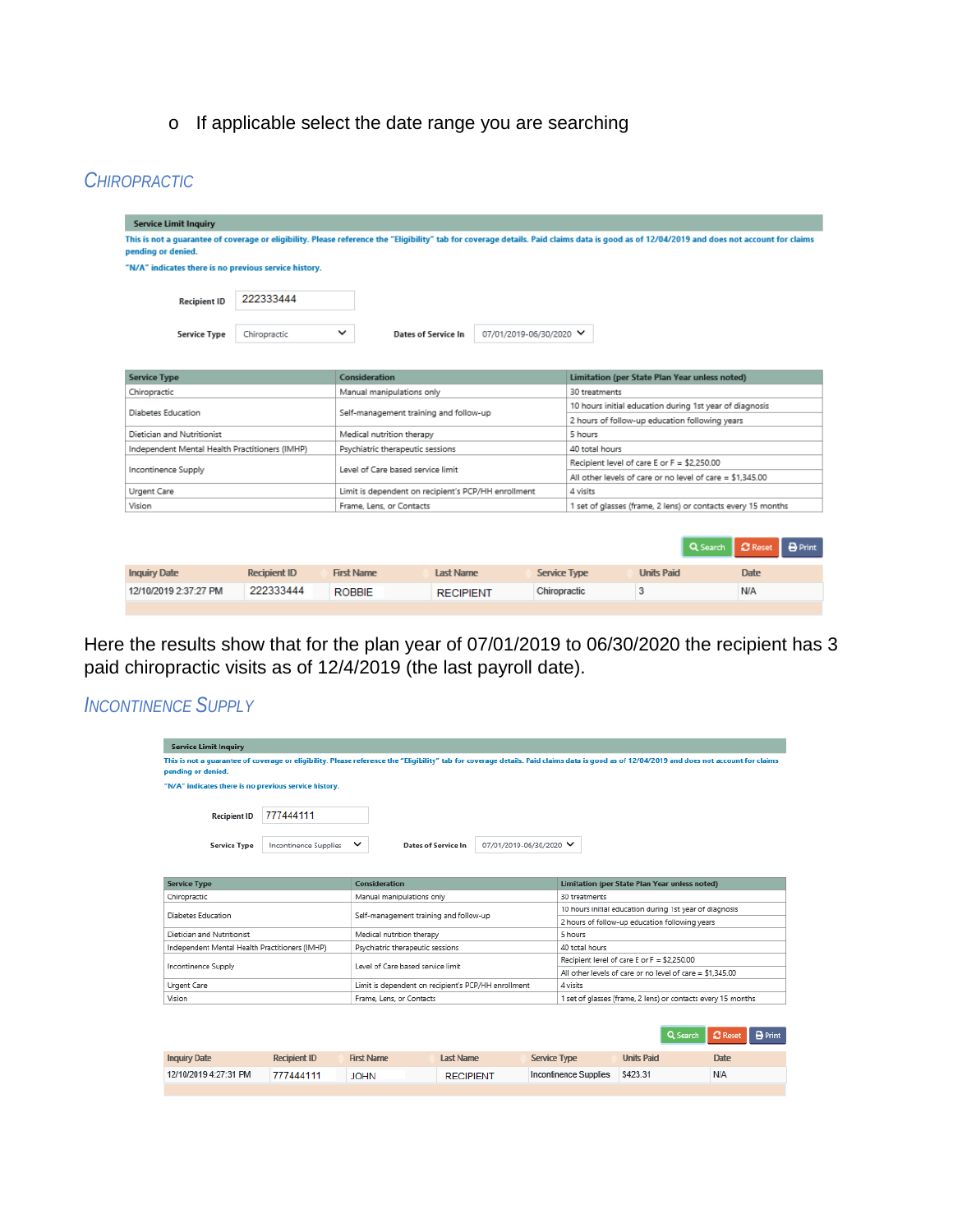- If applicable select the date range you are searching

## Chiropractic

**Service Limit Inquiry**

This is not a guarantee of coverage or eligibility. Please reference the "Eligibility" tab for coverage details. Paid claims data is good as of 12/04/2019 and does not account for claims pending or denied.

"N/A" indicates there is no previous service history.

Recipient ID: 222333444

Service Type: Chiropractic

Dates of Service In: 07/01/2019-06/30/2020

| Service Type | Consideration | Limitation (per State Plan Year unless noted) |
| --- | --- | --- |
| Chiropractic | Manual manipulations only | 30 treatments |
| Diabetes Education | Self-management training and follow-up | 10 hours initial education during 1st year of diagnosis |
| | | 2 hours of follow-up education following years |
| Dietician and Nutritionist | Medical nutrition therapy | 5 hours |
| Independent Mental Health Practitioners (IMHP) | Psychiatric therapeutic sessions | 40 total hours |
| Incontinence Supply | Level of Care based service limit | Recipient level of care E or F = $2,250.00 |
| | | All other levels of care or no level of care = $1,345.00 |
| Urgent Care | Limit is dependent on recipient's PCP/HH enrollment | 4 visits |
| Vision | Frame, Lens, or Contacts | 1 set of glasses (frame, 2 lens) or contacts every 15 months |

Search | Reset | Print

| Inquiry Date | Recipient ID | First Name | Last Name | Service Type | Units Paid | Date |
| --- | --- | --- | --- | --- | --- | --- |
| 12/10/2019 2:37:27 PM | 222333444 | ROBBIE | RECIPIENT | Chiropractic | 3 | N/A |

Here the results show that for the plan year of 07/01/2019 to 06/30/2020 the recipient has 3 paid chiropractic visits as of 12/4/2019 (the last payroll date).

## Incontinence Supply

**Service Limit Inquiry**

This is not a guarantee of coverage or eligibility. Please reference the "Eligibility" tab for coverage details. Paid claims data is good as of 12/04/2019 and does not account for claims pending or denied.

"N/A" indicates there is no previous service history.

Recipient ID: 777444111

Service Type: Incontinence Supplies

Dates of Service In: 07/01/2019-06/30/2020

| Service Type | Consideration | Limitation (per State Plan Year unless noted) |
| --- | --- | --- |
| Chiropractic | Manual manipulations only | 30 treatments |
| Diabetes Education | Self-management training and follow-up | 10 hours initial education during 1st year of diagnosis |
| | | 2 hours of follow-up education following years |
| Dietician and Nutritionist | Medical nutrition therapy | 5 hours |
| Independent Mental Health Practitioners (IMHP) | Psychiatric therapeutic sessions | 40 total hours |
| Incontinence Supply | Level of Care based service limit | Recipient level of care E or F = $2,250.00 |
| | | All other levels of care or no level of care = $1,345.00 |
| Urgent Care | Limit is dependent on recipient's PCP/HH enrollment | 4 visits |
| Vision | Frame, Lens, or Contacts | 1 set of glasses (frame, 2 lens) or contacts every 15 months |

Search | Reset | Print

| Inquiry Date | Recipient ID | First Name | Last Name | Service Type | Units Paid | Date |
| --- | --- | --- | --- | --- | --- | --- |
| 12/10/2019 4:27:31 PM | 777444111 | JOHN | RECIPIENT | Incontinence Supplies | $423.31 | N/A |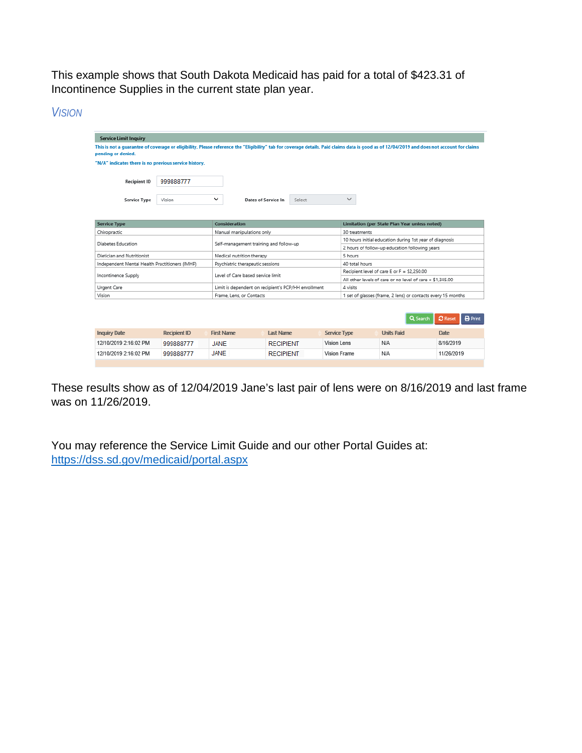This example shows that South Dakota Medicaid has paid for a total of $423.31 of Incontinence Supplies in the current state plan year.

## VISION

**Service Limit Inquiry**

This is not a guarantee of coverage or eligibility. Please reference the "Eligibility" tab for coverage details. Paid claims data is good as of 12/04/2019 and does not account for claims pending or denied.

"N/A" indicates there is no previous service history.

Recipient ID: 999888777

Service Type: Vision

Dates of Service In: Select

| Service Type | Consideration | Limitation (per State Plan Year unless noted) |
|---|---|---|
| Chiropractic | Manual manipulations only | 30 treatments |
| Diabetes Education | Self-management training and follow-up | 10 hours initial education during 1st year of diagnosis |
| | | 2 hours of follow-up education following years |
| Dietician and Nutritionist | Medical nutrition therapy | 5 hours |
| Independent Mental Health Practitioners (IMHP) | Psychiatric therapeutic sessions | 40 total hours |
| Incontinence Supply | Level of Care based service limit | Recipient level of care E or F = $2,250.00 |
| | | All other levels of care or no level of care = $1,345.00 |
| Urgent Care | Limit is dependent on recipient's PCP/HH enrollment | 4 visits |
| Vision | Frame, Lens, or Contacts | 1 set of glasses (frame, 2 lens) or contacts every 15 months |

Search | Reset | Print

| Inquiry Date | Recipient ID | First Name | Last Name | Service Type | Units Paid | Date |
|---|---|---|---|---|---|---|
| 12/10/2019 2:16:02 PM | 999888777 | JANE | RECIPIENT | Vision Lens | N/A | 8/16/2019 |
| 12/10/2019 2:16:02 PM | 999888777 | JANE | RECIPIENT | Vision Frame | N/A | 11/26/2019 |

These results show as of 12/04/2019 Jane's last pair of lens were on 8/16/2019 and last frame was on 11/26/2019.

You may reference the Service Limit Guide and our other Portal Guides at: https://dss.sd.gov/medicaid/portal.aspx